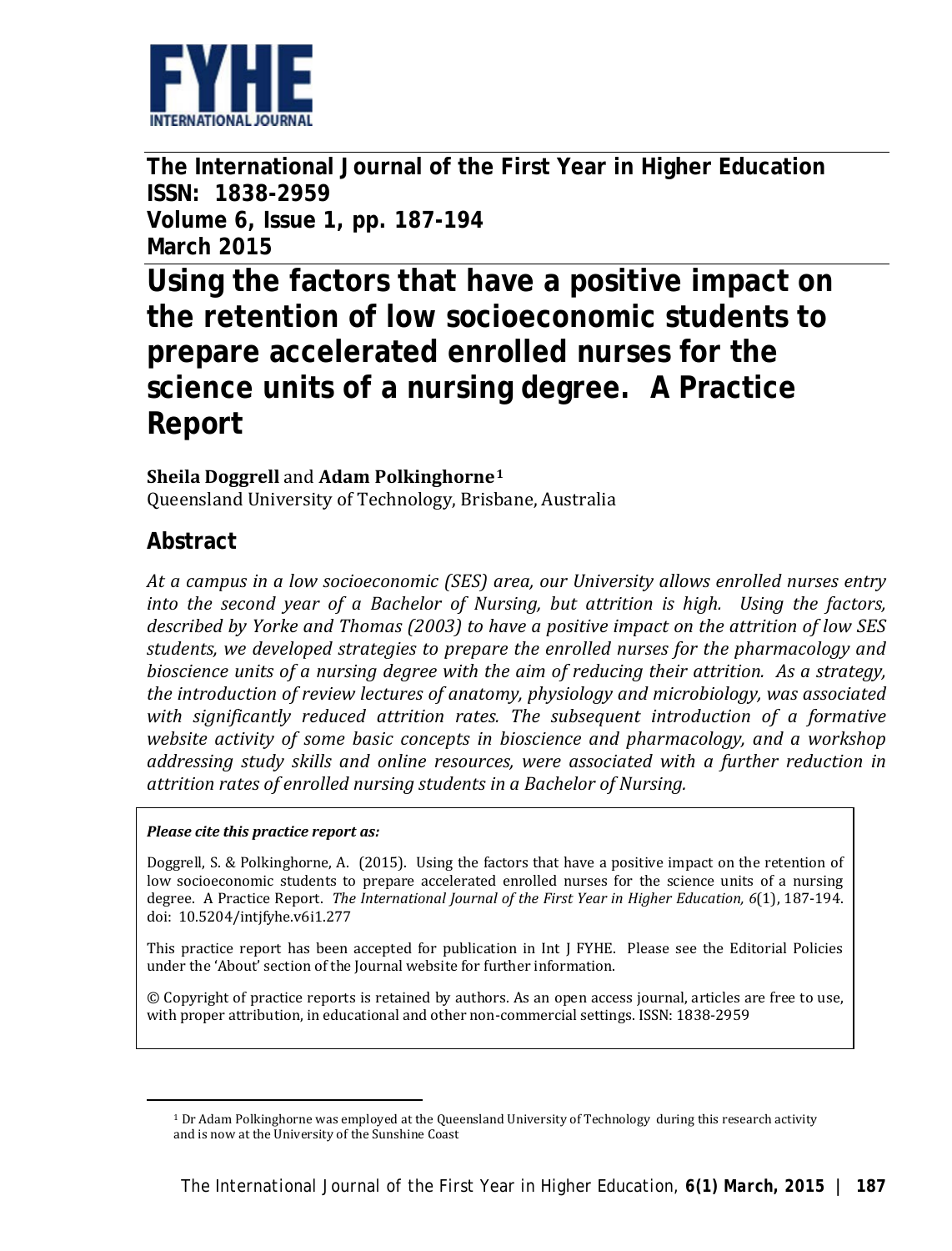**The International Journal of the First Year in Higher Education**
**ISSN: 1838-2959**
**Volume 6, Issue 1, pp. 187-194**
**March 2015**

# Using the factors that have a positive impact on the retention of low socioeconomic students to prepare accelerated enrolled nurses for the science units of a nursing degree. A Practice Report

**Sheila Doggrell** and **Adam Polkinghorne**[1]
Queensland University of Technology, Brisbane, Australia

## Abstract

*At a campus in a low socioeconomic (SES) area, our University allows enrolled nurses entry into the second year of a Bachelor of Nursing, but attrition is high. Using the factors, described by Yorke and Thomas (2003) to have a positive impact on the attrition of low SES students, we developed strategies to prepare the enrolled nurses for the pharmacology and bioscience units of a nursing degree with the aim of reducing their attrition. As a strategy, the introduction of review lectures of anatomy, physiology and microbiology, was associated with significantly reduced attrition rates. The subsequent introduction of a formative website activity of some basic concepts in bioscience and pharmacology, and a workshop addressing study skills and online resources, were associated with a further reduction in attrition rates of enrolled nursing students in a Bachelor of Nursing.*

***Please cite this practice report as:***

Doggrell, S. & Polkinghorne, A. (2015). Using the factors that have a positive impact on the retention of low socioeconomic students to prepare accelerated enrolled nurses for the science units of a nursing degree. A Practice Report. *The International Journal of the First Year in Higher Education, 6*(1), 187-194. doi: 10.5204/intjfyhe.v6i1.277

This practice report has been accepted for publication in Int J FYHE. Please see the Editorial Policies under the 'About' section of the Journal website for further information.

© Copyright of practice reports is retained by authors. As an open access journal, articles are free to use, with proper attribution, in educational and other non-commercial settings. ISSN: 1838-2959

---

[1] Dr Adam Polkinghorne was employed at the Queensland University of Technology during this research activity and is now at the University of the Sunshine Coast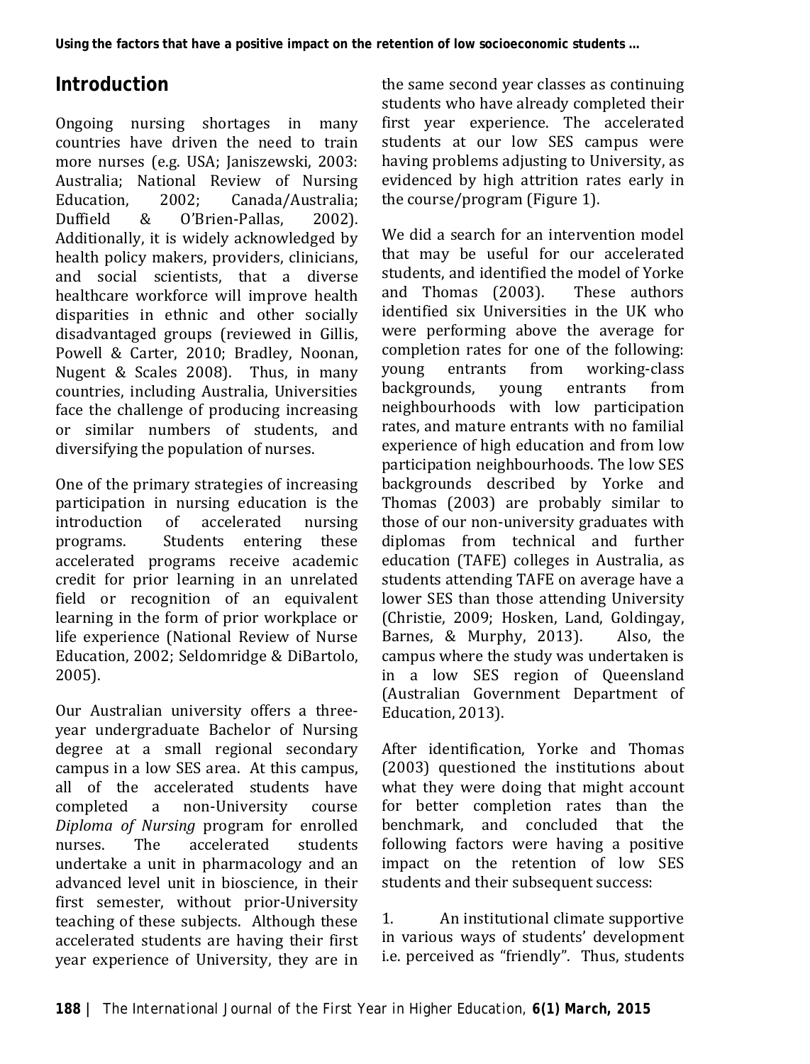## Introduction

Ongoing nursing shortages in many countries have driven the need to train more nurses (e.g. USA; Janiszewski, 2003: Australia; National Review of Nursing Education, 2002; Canada/Australia; Duffield & O'Brien-Pallas, 2002). Additionally, it is widely acknowledged by health policy makers, providers, clinicians, and social scientists, that a diverse healthcare workforce will improve health disparities in ethnic and other socially disadvantaged groups (reviewed in Gillis, Powell & Carter, 2010; Bradley, Noonan, Nugent & Scales 2008). Thus, in many countries, including Australia, Universities face the challenge of producing increasing or similar numbers of students, and diversifying the population of nurses.

One of the primary strategies of increasing participation in nursing education is the introduction of accelerated nursing programs. Students entering these accelerated programs receive academic credit for prior learning in an unrelated field or recognition of an equivalent learning in the form of prior workplace or life experience (National Review of Nurse Education, 2002; Seldomridge & DiBartolo, 2005).

Our Australian university offers a three-year undergraduate Bachelor of Nursing degree at a small regional secondary campus in a low SES area. At this campus, all of the accelerated students have completed a non-University course *Diploma of Nursing* program for enrolled nurses. The accelerated students undertake a unit in pharmacology and an advanced level unit in bioscience, in their first semester, without prior-University teaching of these subjects. Although these accelerated students are having their first year experience of University, they are in the same second year classes as continuing students who have already completed their first year experience. The accelerated students at our low SES campus were having problems adjusting to University, as evidenced by high attrition rates early in the course/program (Figure 1).

We did a search for an intervention model that may be useful for our accelerated students, and identified the model of Yorke and Thomas (2003). These authors identified six Universities in the UK who were performing above the average for completion rates for one of the following: young entrants from working-class backgrounds, young entrants from neighbourhoods with low participation rates, and mature entrants with no familial experience of high education and from low participation neighbourhoods. The low SES backgrounds described by Yorke and Thomas (2003) are probably similar to those of our non-university graduates with diplomas from technical and further education (TAFE) colleges in Australia, as students attending TAFE on average have a lower SES than those attending University (Christie, 2009; Hosken, Land, Goldingay, Barnes, & Murphy, 2013). Also, the campus where the study was undertaken is in a low SES region of Queensland (Australian Government Department of Education, 2013).

After identification, Yorke and Thomas (2003) questioned the institutions about what they were doing that might account for better completion rates than the benchmark, and concluded that the following factors were having a positive impact on the retention of low SES students and their subsequent success:

1. An institutional climate supportive in various ways of students' development i.e. perceived as "friendly". Thus, students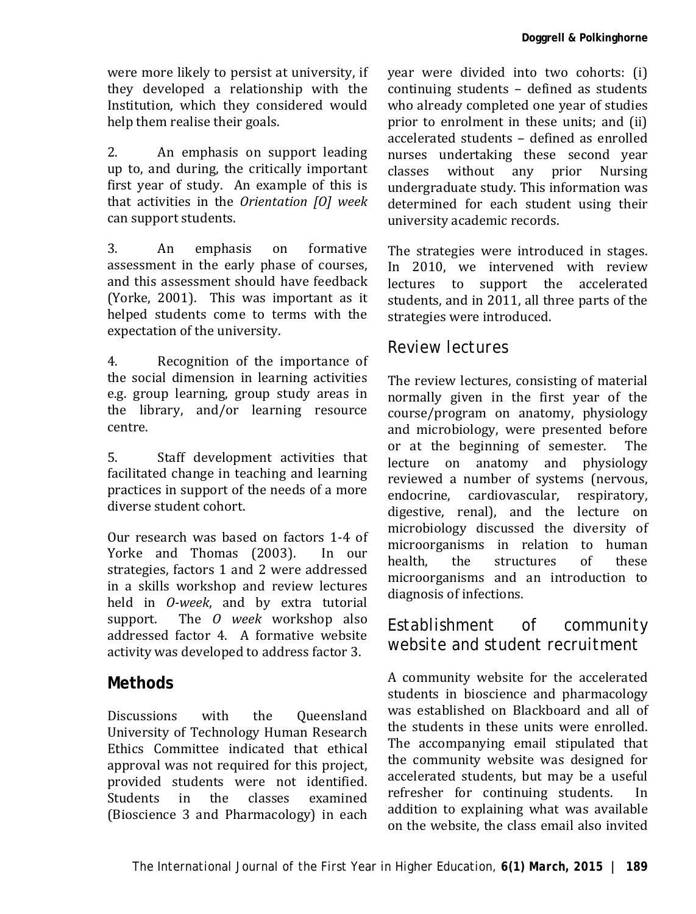were more likely to persist at university, if they developed a relationship with the Institution, which they considered would help them realise their goals.

2. An emphasis on support leading up to, and during, the critically important first year of study. An example of this is that activities in the *Orientation [O] week* can support students.

3. An emphasis on formative assessment in the early phase of courses, and this assessment should have feedback (Yorke, 2001). This was important as it helped students come to terms with the expectation of the university.

4. Recognition of the importance of the social dimension in learning activities e.g. group learning, group study areas in the library, and/or learning resource centre.

5. Staff development activities that facilitated change in teaching and learning practices in support of the needs of a more diverse student cohort.

Our research was based on factors 1-4 of Yorke and Thomas (2003). In our strategies, factors 1 and 2 were addressed in a skills workshop and review lectures held in *O-week*, and by extra tutorial support. The *O week* workshop also addressed factor 4. A formative website activity was developed to address factor 3.

## Methods

Discussions with the Queensland University of Technology Human Research Ethics Committee indicated that ethical approval was not required for this project, provided students were not identified. Students in the classes examined (Bioscience 3 and Pharmacology) in each year were divided into two cohorts: (i) continuing students – defined as students who already completed one year of studies prior to enrolment in these units; and (ii) accelerated students – defined as enrolled nurses undertaking these second year classes without any prior Nursing undergraduate study. This information was determined for each student using their university academic records.

The strategies were introduced in stages. In 2010, we intervened with review lectures to support the accelerated students, and in 2011, all three parts of the strategies were introduced.

### Review lectures

The review lectures, consisting of material normally given in the first year of the course/program on anatomy, physiology and microbiology, were presented before or at the beginning of semester. The lecture on anatomy and physiology reviewed a number of systems (nervous, endocrine, cardiovascular, respiratory, digestive, renal), and the lecture on microbiology discussed the diversity of microorganisms in relation to human health, the structures of these microorganisms and an introduction to diagnosis of infections.

### Establishment of community website and student recruitment

A community website for the accelerated students in bioscience and pharmacology was established on Blackboard and all of the students in these units were enrolled. The accompanying email stipulated that the community website was designed for accelerated students, but may be a useful refresher for continuing students. In addition to explaining what was available on the website, the class email also invited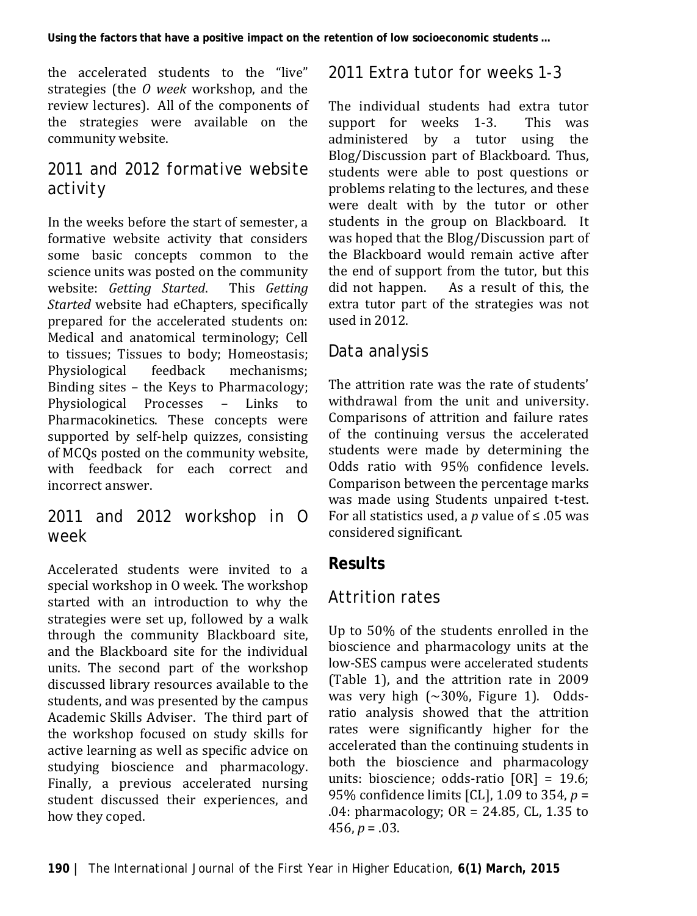the accelerated students to the "live" strategies (the *O week* workshop, and the review lectures). All of the components of the strategies were available on the community website.

## 2011 and 2012 formative website activity

In the weeks before the start of semester, a formative website activity that considers some basic concepts common to the science units was posted on the community website: *Getting Started*. This *Getting Started* website had eChapters, specifically prepared for the accelerated students on: Medical and anatomical terminology; Cell to tissues; Tissues to body; Homeostasis; Physiological feedback mechanisms; Binding sites – the Keys to Pharmacology; Physiological Processes – Links to Pharmacokinetics. These concepts were supported by self-help quizzes, consisting of MCQs posted on the community website, with feedback for each correct and incorrect answer.

## 2011 and 2012 workshop in O week

Accelerated students were invited to a special workshop in O week. The workshop started with an introduction to why the strategies were set up, followed by a walk through the community Blackboard site, and the Blackboard site for the individual units. The second part of the workshop discussed library resources available to the students, and was presented by the campus Academic Skills Adviser. The third part of the workshop focused on study skills for active learning as well as specific advice on studying bioscience and pharmacology. Finally, a previous accelerated nursing student discussed their experiences, and how they coped.

## 2011 Extra tutor for weeks 1-3

The individual students had extra tutor support for weeks 1-3. This was administered by a tutor using the Blog/Discussion part of Blackboard. Thus, students were able to post questions or problems relating to the lectures, and these were dealt with by the tutor or other students in the group on Blackboard. It was hoped that the Blog/Discussion part of the Blackboard would remain active after the end of support from the tutor, but this did not happen. As a result of this, the extra tutor part of the strategies was not used in 2012.

## Data analysis

The attrition rate was the rate of students' withdrawal from the unit and university. Comparisons of attrition and failure rates of the continuing versus the accelerated students were made by determining the Odds ratio with 95% confidence levels. Comparison between the percentage marks was made using Students unpaired t-test. For all statistics used, a $p$ value of $\leq .05$ was considered significant.

# Results

## Attrition rates

Up to 50% of the students enrolled in the bioscience and pharmacology units at the low-SES campus were accelerated students (Table 1), and the attrition rate in 2009 was very high (~30%, Figure 1). Odds-ratio analysis showed that the attrition rates were significantly higher for the accelerated than the continuing students in both the bioscience and pharmacology units: bioscience; odds-ratio [OR] = 19.6; 95% confidence limits [CL], 1.09 to 354, $p$ = .04: pharmacology; OR = 24.85, CL, 1.35 to 456, $p$ = .03.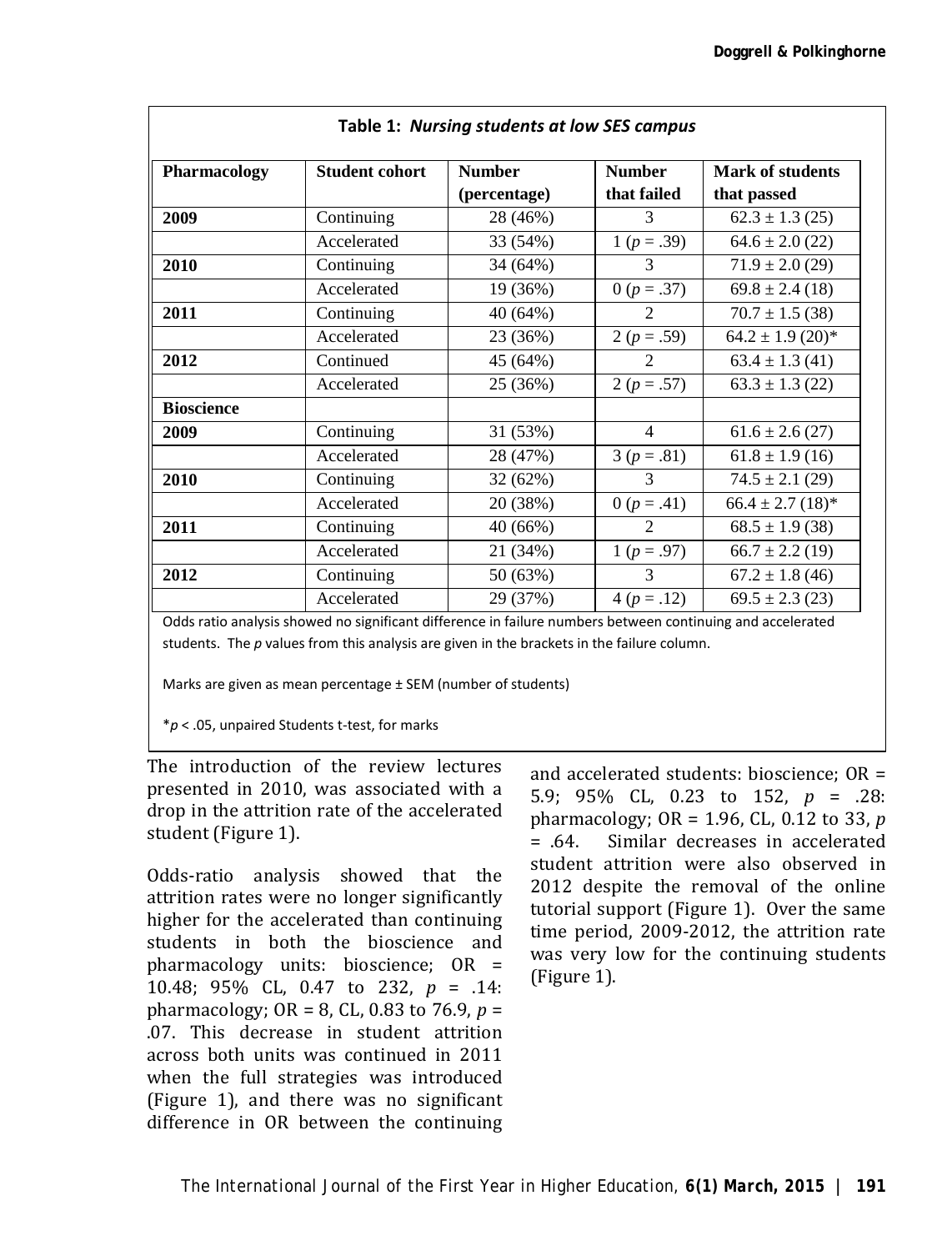**Table 1: *Nursing students at low SES campus***

| Pharmacology | Student cohort | Number (percentage) | Number that failed | Mark of students that passed |
|---|---|---|---|---|
| **2009** | Continuing | 28 (46%) | 3 | 62.3 ± 1.3 (25) |
| | Accelerated | 33 (54%) | 1 ($p$ = .39) | 64.6 ± 2.0 (22) |
| **2010** | Continuing | 34 (64%) | 3 | 71.9 ± 2.0 (29) |
| | Accelerated | 19 (36%) | 0 ($p$ = .37) | 69.8 ± 2.4 (18) |
| **2011** | Continuing | 40 (64%) | 2 | 70.7 ± 1.5 (38) |
| | Accelerated | 23 (36%) | 2 ($p$ = .59) | 64.2 ± 1.9 (20)* |
| **2012** | Continued | 45 (64%) | 2 | 63.4 ± 1.3 (41) |
| | Accelerated | 25 (36%) | 2 ($p$ = .57) | 63.3 ± 1.3 (22) |
| **Bioscience** | | | | |
| **2009** | Continuing | 31 (53%) | 4 | 61.6 ± 2.6 (27) |
| | Accelerated | 28 (47%) | 3 ($p$ = .81) | 61.8 ± 1.9 (16) |
| **2010** | Continuing | 32 (62%) | 3 | 74.5 ± 2.1 (29) |
| | Accelerated | 20 (38%) | 0 ($p$ = .41) | 66.4 ± 2.7 (18)* |
| **2011** | Continuing | 40 (66%) | 2 | 68.5 ± 1.9 (38) |
| | Accelerated | 21 (34%) | 1 ($p$ = .97) | 66.7 ± 2.2 (19) |
| **2012** | Continuing | 50 (63%) | 3 | 67.2 ± 1.8 (46) |
| | Accelerated | 29 (37%) | 4 ($p$ = .12) | 69.5 ± 2.3 (23) |

Odds ratio analysis showed no significant difference in failure numbers between continuing and accelerated students. The $p$ values from this analysis are given in the brackets in the failure column.

Marks are given as mean percentage ± SEM (number of students)

*$p < .05$, unpaired Students t-test, for marks

The introduction of the review lectures presented in 2010, was associated with a drop in the attrition rate of the accelerated student (Figure 1).

Odds-ratio analysis showed that the attrition rates were no longer significantly higher for the accelerated than continuing students in both the bioscience and pharmacology units: bioscience; OR = 10.48; 95% CL, 0.47 to 232, $p$ = .14: pharmacology; OR = 8, CL, 0.83 to 76.9, $p$ = .07. This decrease in student attrition across both units was continued in 2011 when the full strategies was introduced (Figure 1), and there was no significant difference in OR between the continuing and accelerated students: bioscience; OR = 5.9; 95% CL, 0.23 to 152, $p$ = .28: pharmacology; OR = 1.96, CL, 0.12 to 33, $p$ = .64. Similar decreases in accelerated student attrition were also observed in 2012 despite the removal of the online tutorial support (Figure 1). Over the same time period, 2009-2012, the attrition rate was very low for the continuing students (Figure 1).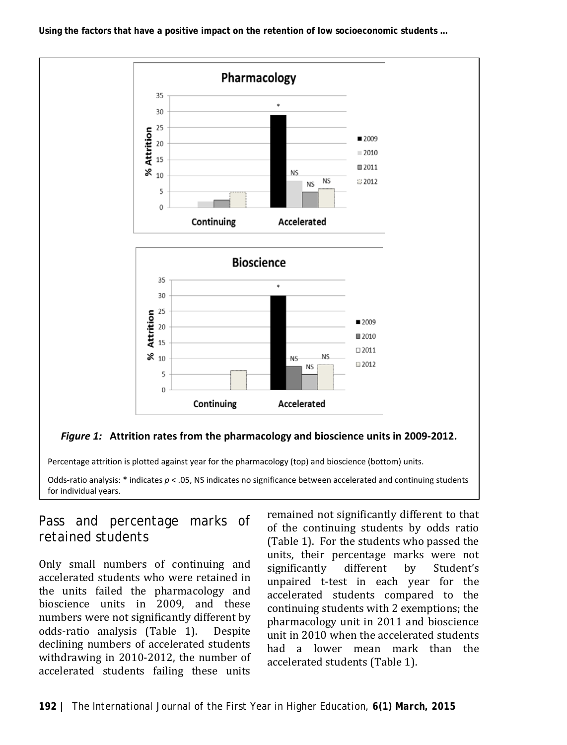*Figure 1:* **Attrition rates from the pharmacology and bioscience units in 2009-2012.**

Percentage attrition is plotted against year for the pharmacology (top) and bioscience (bottom) units.

Odds-ratio analysis: * indicates $p < .05$, NS indicates no significance between accelerated and continuing students for individual years.

## Pass and percentage marks of retained students

Only small numbers of continuing and accelerated students who were retained in the units failed the pharmacology and bioscience units in 2009, and these numbers were not significantly different by odds-ratio analysis (Table 1). Despite declining numbers of accelerated students withdrawing in 2010-2012, the number of accelerated students failing these units remained not significantly different to that of the continuing students by odds ratio (Table 1). For the students who passed the units, their percentage marks were not significantly different by Student's unpaired t-test in each year for the accelerated students compared to the continuing students with 2 exemptions; the pharmacology unit in 2011 and bioscience unit in 2010 when the accelerated students had a lower mean mark than the accelerated students (Table 1).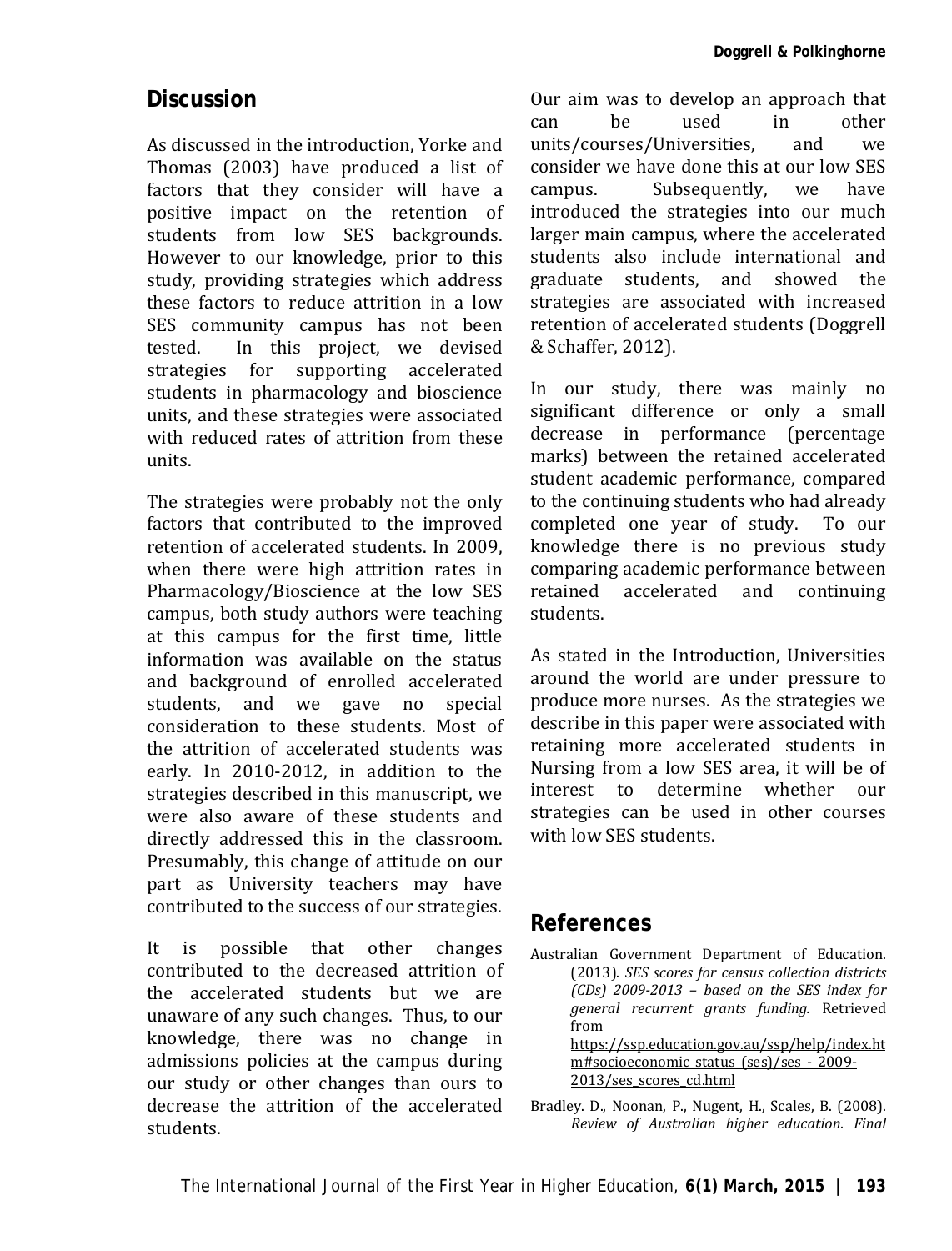## Discussion

As discussed in the introduction, Yorke and Thomas (2003) have produced a list of factors that they consider will have a positive impact on the retention of students from low SES backgrounds. However to our knowledge, prior to this study, providing strategies which address these factors to reduce attrition in a low SES community campus has not been tested. In this project, we devised strategies for supporting accelerated students in pharmacology and bioscience units, and these strategies were associated with reduced rates of attrition from these units.

The strategies were probably not the only factors that contributed to the improved retention of accelerated students. In 2009, when there were high attrition rates in Pharmacology/Bioscience at the low SES campus, both study authors were teaching at this campus for the first time, little information was available on the status and background of enrolled accelerated students, and we gave no special consideration to these students. Most of the attrition of accelerated students was early. In 2010-2012, in addition to the strategies described in this manuscript, we were also aware of these students and directly addressed this in the classroom. Presumably, this change of attitude on our part as University teachers may have contributed to the success of our strategies.

It is possible that other changes contributed to the decreased attrition of the accelerated students but we are unaware of any such changes. Thus, to our knowledge, there was no change in admissions policies at the campus during our study or other changes than ours to decrease the attrition of the accelerated students.

Our aim was to develop an approach that can be used in other units/courses/Universities, and we consider we have done this at our low SES campus. Subsequently, we have introduced the strategies into our much larger main campus, where the accelerated students also include international and graduate students, and showed the strategies are associated with increased retention of accelerated students (Doggrell & Schaffer, 2012).

In our study, there was mainly no significant difference or only a small decrease in performance (percentage marks) between the retained accelerated student academic performance, compared to the continuing students who had already completed one year of study. To our knowledge there is no previous study comparing academic performance between retained accelerated and continuing students.

As stated in the Introduction, Universities around the world are under pressure to produce more nurses. As the strategies we describe in this paper were associated with retaining more accelerated students in Nursing from a low SES area, it will be of interest to determine whether our strategies can be used in other courses with low SES students.

## References

Australian Government Department of Education. (2013). *SES scores for census collection districts (CDs) 2009-2013 – based on the SES index for general recurrent grants funding.* Retrieved from https://ssp.education.gov.au/ssp/help/index.htm#socioeconomic_status_(ses)/ses_-_2009-2013/ses_scores_cd.html

Bradley. D., Noonan, P., Nugent, H., Scales, B. (2008). *Review of Australian higher education. Final*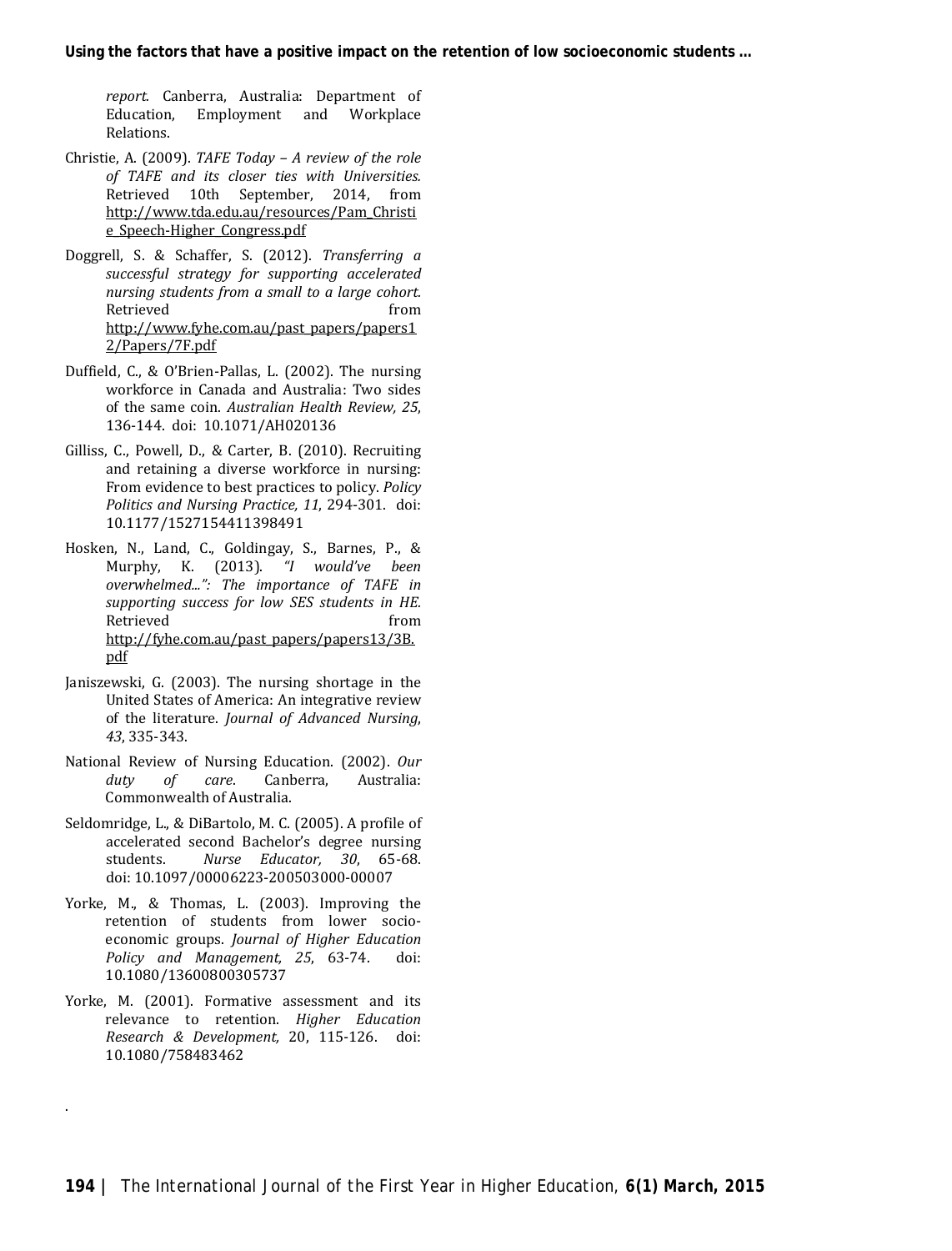*report.* Canberra, Australia: Department of Education, Employment and Workplace Relations.

Christie, A. (2009). *TAFE Today – A review of the role of TAFE and its closer ties with Universities.* Retrieved 10th September, 2014, from http://www.tda.edu.au/resources/Pam_Christie_Speech-Higher_Congress.pdf

Doggrell, S. & Schaffer, S. (2012). *Transferring a successful strategy for supporting accelerated nursing students from a small to a large cohort.* Retrieved from http://www.fyhe.com.au/past_papers/papers12/Papers/7F.pdf

Duffield, C., & O'Brien-Pallas, L. (2002). The nursing workforce in Canada and Australia: Two sides of the same coin. *Australian Health Review, 25*, 136-144. doi: 10.1071/AH020136

Gilliss, C., Powell, D., & Carter, B. (2010). Recruiting and retaining a diverse workforce in nursing: From evidence to best practices to policy. *Policy Politics and Nursing Practice, 11*, 294-301. doi: 10.1177/1527154411398491

Hosken, N., Land, C., Goldingay, S., Barnes, P., & Murphy, K. (2013). *"I would've been overwhelmed...": The importance of TAFE in supporting success for low SES students in HE.* Retrieved from http://fyhe.com.au/past_papers/papers13/3B.pdf

Janiszewski, G. (2003). The nursing shortage in the United States of America: An integrative review of the literature. *Journal of Advanced Nursing*, *43*, 335-343.

National Review of Nursing Education. (2002). *Our duty of care*. Canberra, Australia: Commonwealth of Australia.

Seldomridge, L., & DiBartolo, M. C. (2005). A profile of accelerated second Bachelor's degree nursing students. *Nurse Educator, 30*, 65-68. doi: 10.1097/00006223-200503000-00007

Yorke, M., & Thomas, L. (2003). Improving the retention of students from lower socio-economic groups. *Journal of Higher Education Policy and Management, 25*, 63-74. doi: 10.1080/13600800305737

Yorke, M. (2001). Formative assessment and its relevance to retention. *Higher Education Research & Development,* 20, 115-126. doi: 10.1080/758483462